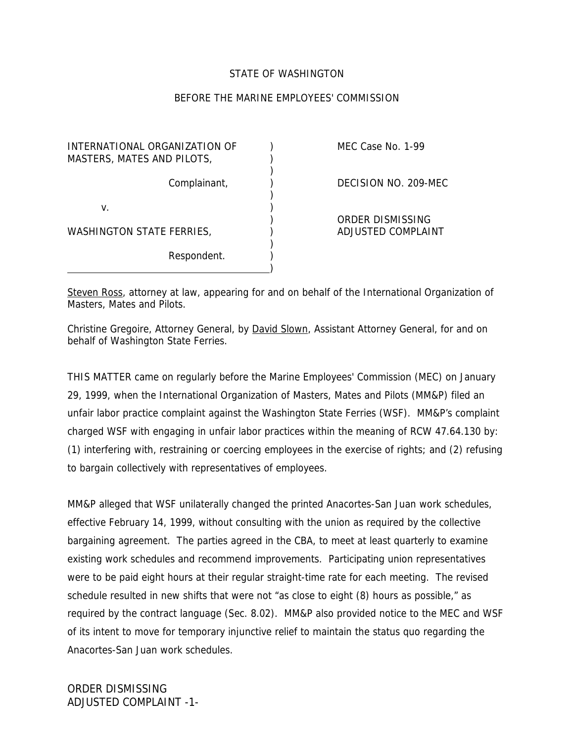STATE OF WASHINGTON

BEFORE THE MARINE EMPLOYEES' COMMISSION

| | | |
|---|---|---|
| INTERNATIONAL ORGANIZATION OF MASTERS, MATES AND PILOTS, | ) | MEC Case No. 1-99 |
| Complainant, | ) | DECISION NO. 209-MEC |
| v. | ) | |
| WASHINGTON STATE FERRIES, | ) | ORDER DISMISSING ADJUSTED COMPLAINT |
| Respondent. | ) | |

Steven Ross, attorney at law, appearing for and on behalf of the International Organization of Masters, Mates and Pilots.

Christine Gregoire, Attorney General, by David Slown, Assistant Attorney General, for and on behalf of Washington State Ferries.

THIS MATTER came on regularly before the Marine Employees' Commission (MEC) on January 29, 1999, when the International Organization of Masters, Mates and Pilots (MM&P) filed an unfair labor practice complaint against the Washington State Ferries (WSF). MM&P's complaint charged WSF with engaging in unfair labor practices within the meaning of RCW 47.64.130 by: (1) interfering with, restraining or coercing employees in the exercise of rights; and (2) refusing to bargain collectively with representatives of employees.

MM&P alleged that WSF unilaterally changed the printed Anacortes-San Juan work schedules, effective February 14, 1999, without consulting with the union as required by the collective bargaining agreement. The parties agreed in the CBA, to meet at least quarterly to examine existing work schedules and recommend improvements. Participating union representatives were to be paid eight hours at their regular straight-time rate for each meeting. The revised schedule resulted in new shifts that were not "as close to eight (8) hours as possible," as required by the contract language (Sec. 8.02). MM&P also provided notice to the MEC and WSF of its intent to move for temporary injunctive relief to maintain the status quo regarding the Anacortes-San Juan work schedules.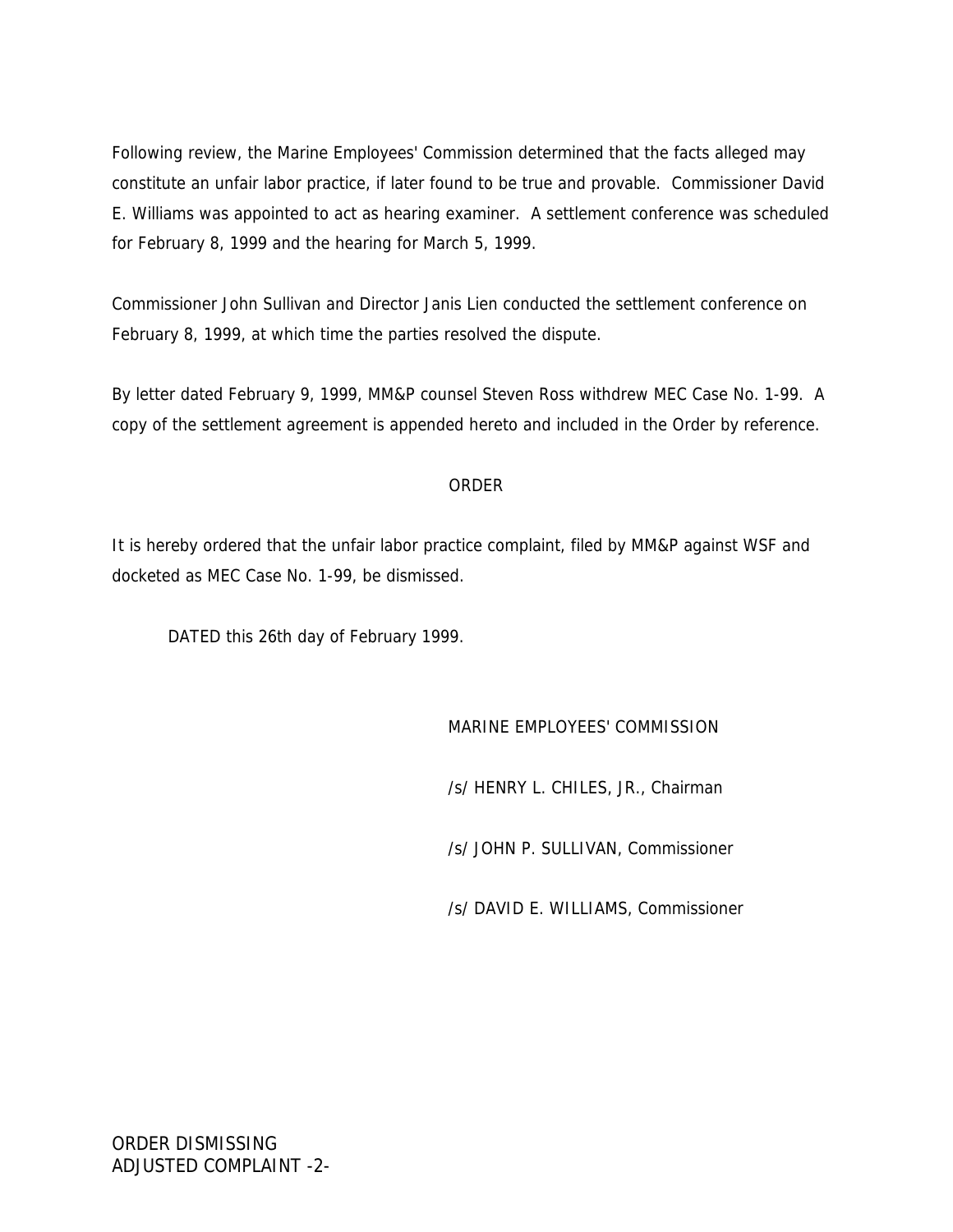Following review, the Marine Employees' Commission determined that the facts alleged may constitute an unfair labor practice, if later found to be true and provable. Commissioner David E. Williams was appointed to act as hearing examiner. A settlement conference was scheduled for February 8, 1999 and the hearing for March 5, 1999.

Commissioner John Sullivan and Director Janis Lien conducted the settlement conference on February 8, 1999, at which time the parties resolved the dispute.

By letter dated February 9, 1999, MM&P counsel Steven Ross withdrew MEC Case No. 1-99. A copy of the settlement agreement is appended hereto and included in the Order by reference.

## ORDER

It is hereby ordered that the unfair labor practice complaint, filed by MM&P against WSF and docketed as MEC Case No. 1-99, be dismissed.

DATED this 26th day of February 1999.

MARINE EMPLOYEES' COMMISSION

/s/ HENRY L. CHILES, JR., Chairman

/s/ JOHN P. SULLIVAN, Commissioner

/s/ DAVID E. WILLIAMS, Commissioner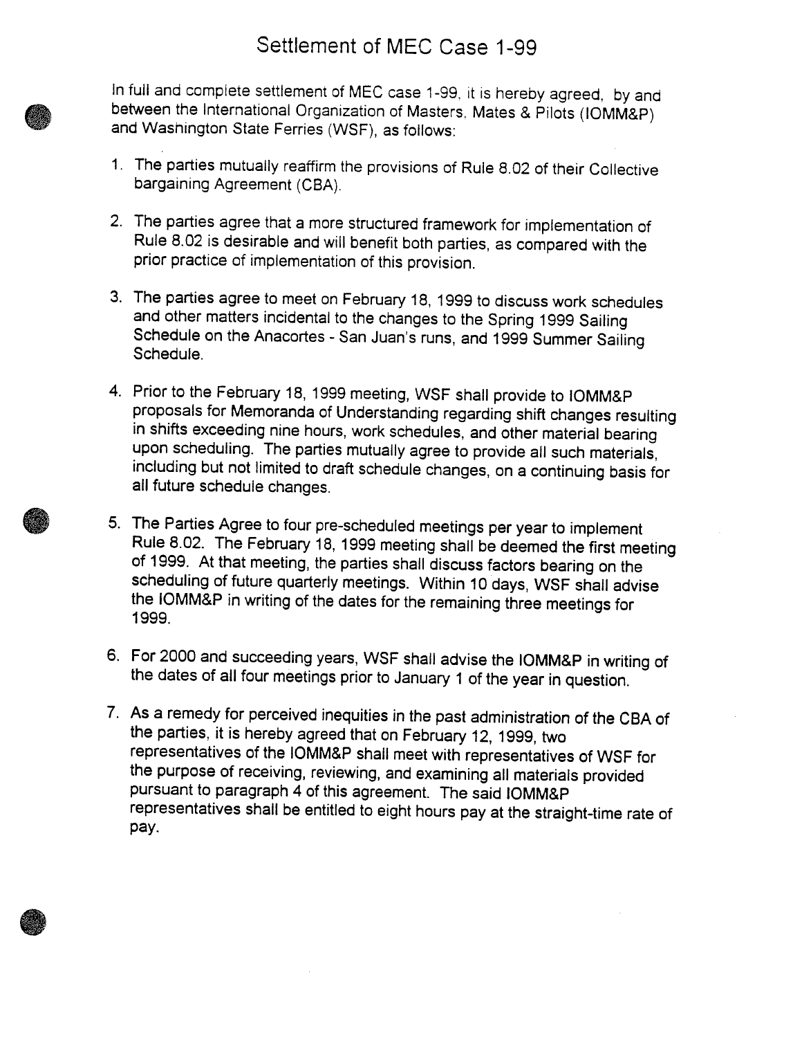# Settlement of MEC Case 1-99

In full and complete settlement of MEC case 1-99, it is hereby agreed, by and between the International Organization of Masters, Mates & Pilots (IOMM&P) and Washington State Ferries (WSF), as follows:

1. The parties mutually reaffirm the provisions of Rule 8.02 of their Collective bargaining Agreement (CBA).

2. The parties agree that a more structured framework for implementation of Rule 8.02 is desirable and will benefit both parties, as compared with the prior practice of implementation of this provision.

3. The parties agree to meet on February 18, 1999 to discuss work schedules and other matters incidental to the changes to the Spring 1999 Sailing Schedule on the Anacortes - San Juan's runs, and 1999 Summer Sailing Schedule.

4. Prior to the February 18, 1999 meeting, WSF shall provide to IOMM&P proposals for Memoranda of Understanding regarding shift changes resulting in shifts exceeding nine hours, work schedules, and other material bearing upon scheduling. The parties mutually agree to provide all such materials, including but not limited to draft schedule changes, on a continuing basis for all future schedule changes.

5. The Parties Agree to four pre-scheduled meetings per year to implement Rule 8.02. The February 18, 1999 meeting shall be deemed the first meeting of 1999. At that meeting, the parties shall discuss factors bearing on the scheduling of future quarterly meetings. Within 10 days, WSF shall advise the IOMM&P in writing of the dates for the remaining three meetings for 1999.

6. For 2000 and succeeding years, WSF shall advise the IOMM&P in writing of the dates of all four meetings prior to January 1 of the year in question.

7. As a remedy for perceived inequities in the past administration of the CBA of the parties, it is hereby agreed that on February 12, 1999, two representatives of the IOMM&P shall meet with representatives of WSF for the purpose of receiving, reviewing, and examining all materials provided pursuant to paragraph 4 of this agreement. The said IOMM&P representatives shall be entitled to eight hours pay at the straight-time rate of pay.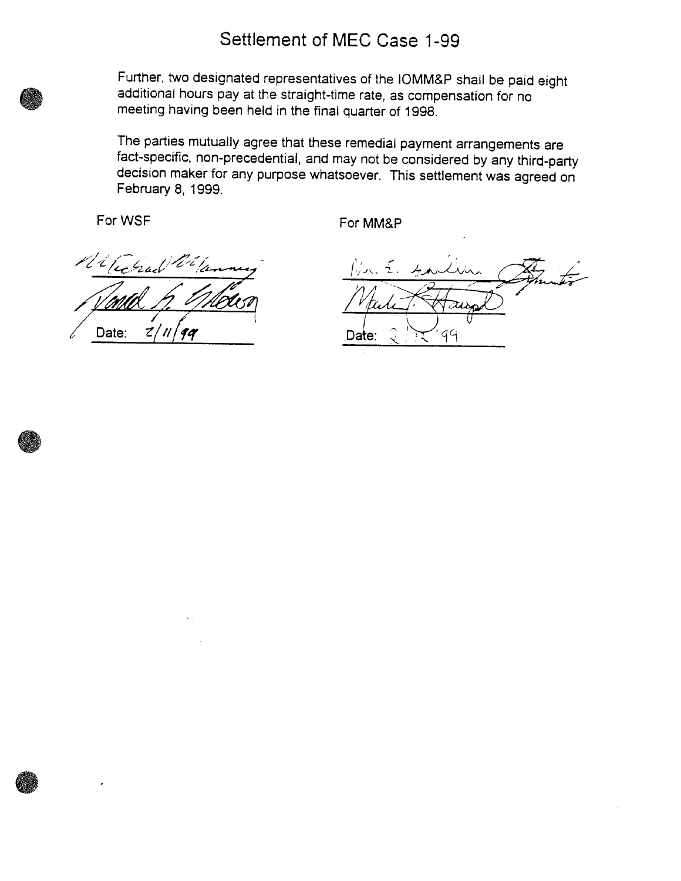# Settlement of MEC Case 1-99

Further, two designated representatives of the IOMM&P shall be paid eight additional hours pay at the straight-time rate, as compensation for no meeting having been held in the final quarter of 1998.

The parties mutually agree that these remedial payment arrangements are fact-specific, non-precedential, and may not be considered by any third-party decision maker for any purpose whatsoever. This settlement was agreed on February 8, 1999.

For WSF

Date: 2/11/99

For MM&P

Date: 2 12 '99